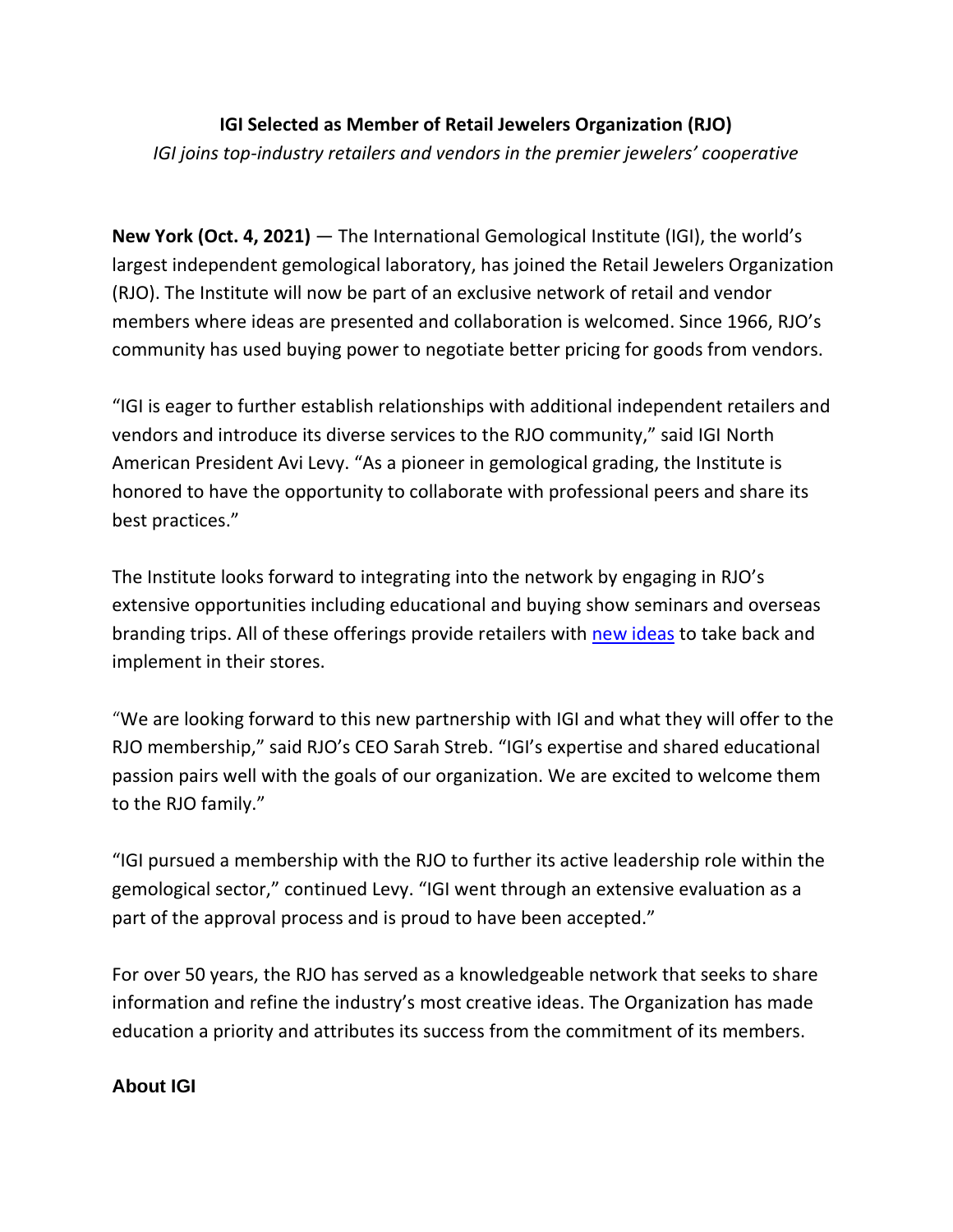# IGI Selected as Member of Retail Jewelers Organization (RJO)

*IGI joins top-industry retailers and vendors in the premier jewelers' cooperative*

**New York (Oct. 4, 2021)** — The International Gemological Institute (IGI), the world's largest independent gemological laboratory, has joined the Retail Jewelers Organization (RJO). The Institute will now be part of an exclusive network of retail and vendor members where ideas are presented and collaboration is welcomed. Since 1966, RJO's community has used buying power to negotiate better pricing for goods from vendors.

"IGI is eager to further establish relationships with additional independent retailers and vendors and introduce its diverse services to the RJO community," said IGI North American President Avi Levy. "As a pioneer in gemological grading, the Institute is honored to have the opportunity to collaborate with professional peers and share its best practices."

The Institute looks forward to integrating into the network by engaging in RJO's extensive opportunities including educational and buying show seminars and overseas branding trips. All of these offerings provide retailers with new ideas to take back and implement in their stores.

"We are looking forward to this new partnership with IGI and what they will offer to the RJO membership," said RJO's CEO Sarah Streb. "IGI's expertise and shared educational passion pairs well with the goals of our organization. We are excited to welcome them to the RJO family."

"IGI pursued a membership with the RJO to further its active leadership role within the gemological sector," continued Levy. "IGI went through an extensive evaluation as a part of the approval process and is proud to have been accepted."

For over 50 years, the RJO has served as a knowledgeable network that seeks to share information and refine the industry's most creative ideas. The Organization has made education a priority and attributes its success from the commitment of its members.

## About IGI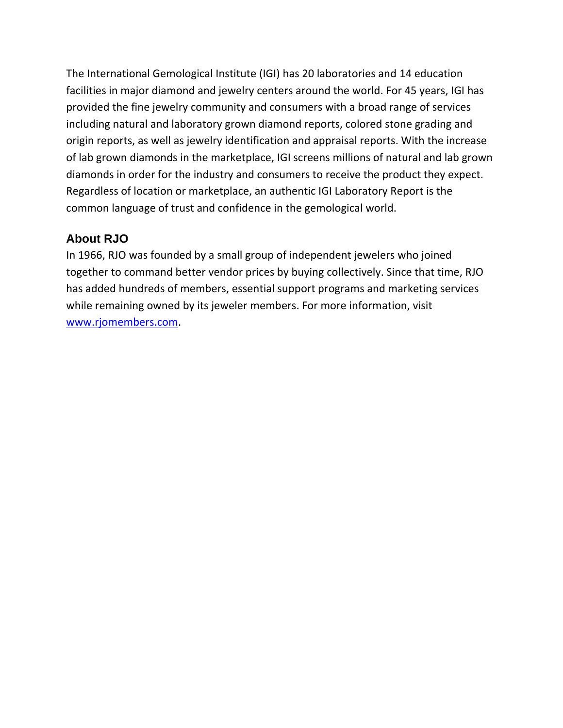The International Gemological Institute (IGI) has 20 laboratories and 14 education facilities in major diamond and jewelry centers around the world. For 45 years, IGI has provided the fine jewelry community and consumers with a broad range of services including natural and laboratory grown diamond reports, colored stone grading and origin reports, as well as jewelry identification and appraisal reports. With the increase of lab grown diamonds in the marketplace, IGI screens millions of natural and lab grown diamonds in order for the industry and consumers to receive the product they expect. Regardless of location or marketplace, an authentic IGI Laboratory Report is the common language of trust and confidence in the gemological world.

## About RJO

In 1966, RJO was founded by a small group of independent jewelers who joined together to command better vendor prices by buying collectively. Since that time, RJO has added hundreds of members, essential support programs and marketing services while remaining owned by its jeweler members. For more information, visit [www.rjomembers.com](http://www.rjomembers.com).